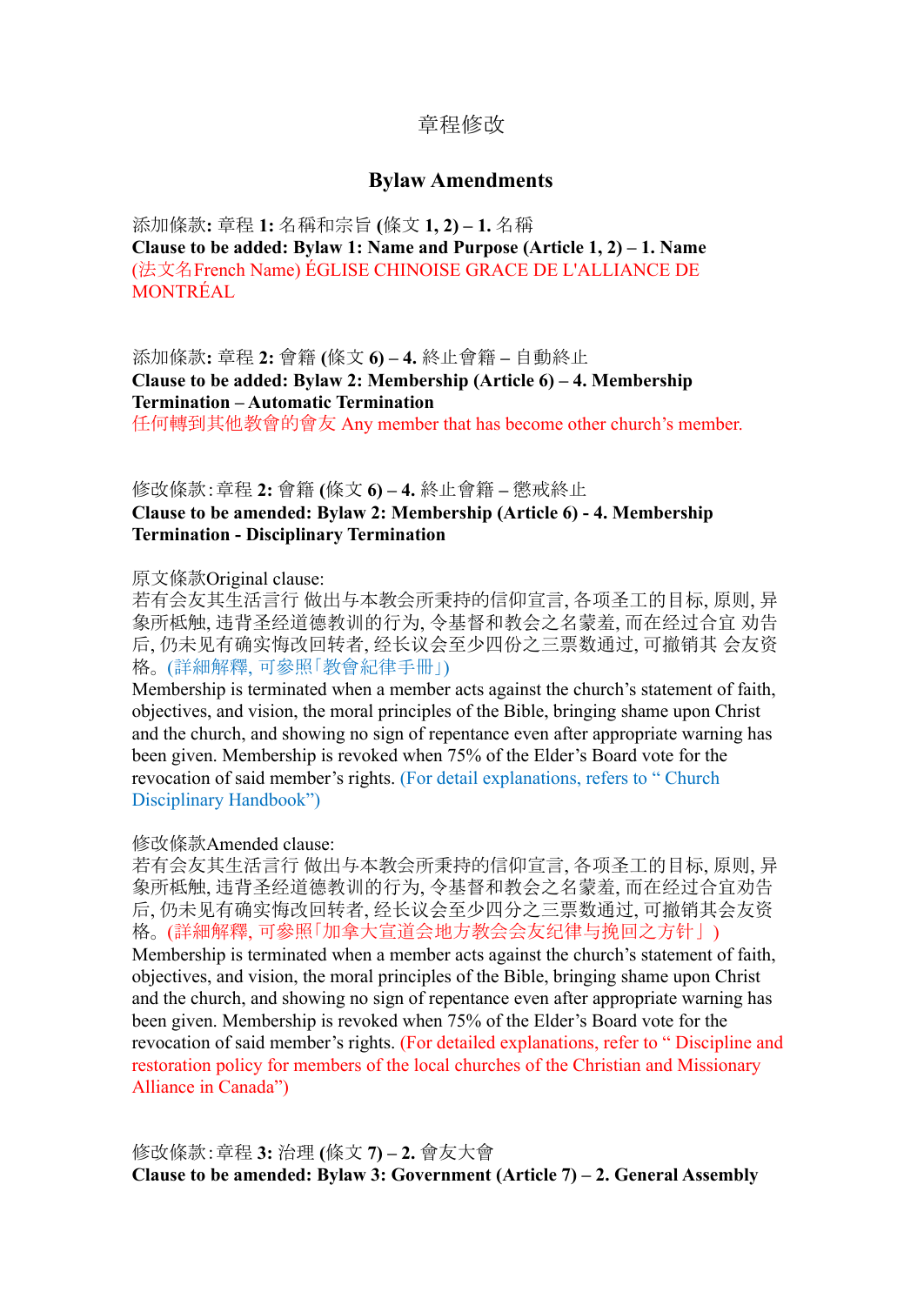# 章程修改

## Bylaw Amendments

添加條款**:** 章程 **1:** 名稱和宗旨 **(**條文 **1, 2) – 1.** 名稱
**Clause to be added: Bylaw 1: Name and Purpose (Article 1, 2) – 1. Name**
(法文名French Name) ÉGLISE CHINOISE GRACE DE L'ALLIANCE DE MONTRÉAL

添加條款**:** 章程 **2:** 會籍 **(**條文 **6) – 4.** 終止會籍 **–** 自動終止
**Clause to be added: Bylaw 2: Membership (Article 6) – 4. Membership Termination – Automatic Termination**
任何轉到其他教會的會友 Any member that has become other church's member.

修改條款:章程 **2:** 會籍 **(**條文 **6) – 4.** 終止會籍 **–** 懲戒終止
**Clause to be amended: Bylaw 2: Membership (Article 6) - 4. Membership Termination - Disciplinary Termination**

原文條款Original clause:
若有会友其生活言行 做出与本教会所秉持的信仰宣言, 各项圣工的目标, 原则, 异象所柢触, 违背圣经道德教训的行为, 令基督和教会之名蒙羞, 而在经过合宜 劝告后, 仍未见有确实悔改回转者, 经长议会至少四份之三票数通过, 可撤销其 会友资格。(詳細解釋, 可參照「教會紀律手冊」)
Membership is terminated when a member acts against the church's statement of faith, objectives, and vision, the moral principles of the Bible, bringing shame upon Christ and the church, and showing no sign of repentance even after appropriate warning has been given. Membership is revoked when 75% of the Elder's Board vote for the revocation of said member's rights. (For detail explanations, refers to " Church Disciplinary Handbook")

修改條款Amended clause:
若有会友其生活言行 做出与本教会所秉持的信仰宣言, 各项圣工的目标, 原则, 异象所柢触, 违背圣经道德教训的行为, 令基督和教会之名蒙羞, 而在经过合宜劝告后, 仍未见有确实悔改回转者, 经长议会至少四分之三票数通过, 可撤销其会友资格。(詳細解釋, 可參照「加拿大宣道会地方教会会友纪律与挽回之方针」)
Membership is terminated when a member acts against the church's statement of faith, objectives, and vision, the moral principles of the Bible, bringing shame upon Christ and the church, and showing no sign of repentance even after appropriate warning has been given. Membership is revoked when 75% of the Elder's Board vote for the revocation of said member's rights. (For detailed explanations, refer to " Discipline and restoration policy for members of the local churches of the Christian and Missionary Alliance in Canada")

修改條款:章程 **3:** 治理 **(**條文 **7) – 2.** 會友大會
**Clause to be amended: Bylaw 3: Government (Article 7) – 2. General Assembly**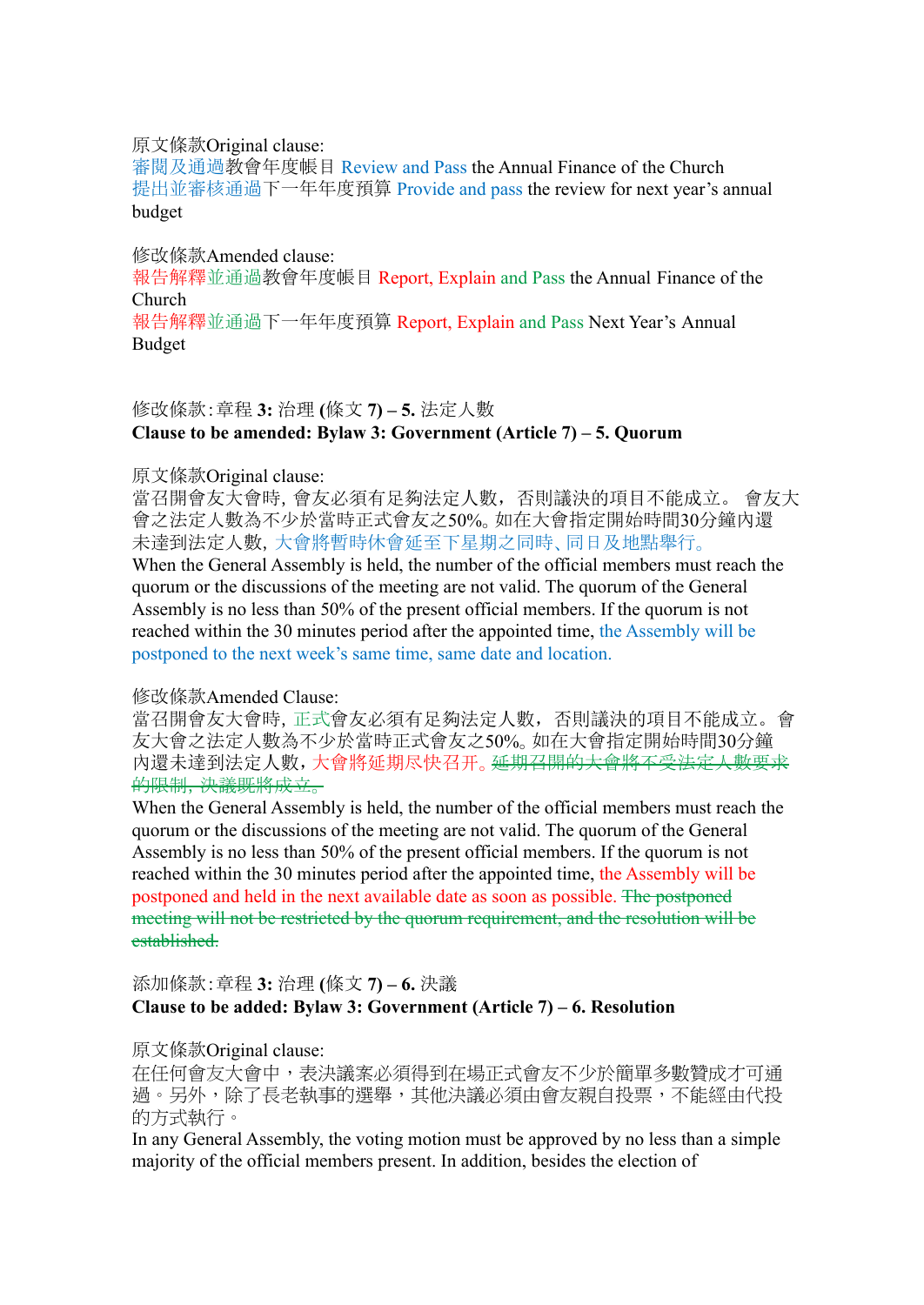原文條款Original clause:
審閱及通過教會年度帳目 Review and Pass the Annual Finance of the Church
提出並審核通過下一年年度預算 Provide and pass the review for next year's annual budget

修改條款Amended clause:
報告解釋並通過教會年度帳目 Report, Explain and Pass the Annual Finance of the Church
報告解釋並通過下一年年度預算 Report, Explain and Pass Next Year's Annual Budget

修改條款:章程 **3:** 治理 **(**條文 **7) – 5.** 法定人數
**Clause to be amended: Bylaw 3: Government (Article 7) – 5. Quorum**

原文條款Original clause:
當召開會友大會時, 會友必須有足夠法定人數，否則議決的項目不能成立。 會友大會之法定人數為不少於當時正式會友之50%。如在大會指定開始時間30分鐘內還未達到法定人數, 大會將暫時休會延至下星期之同時、同日及地點舉行。
When the General Assembly is held, the number of the official members must reach the quorum or the discussions of the meeting are not valid. The quorum of the General Assembly is no less than 50% of the present official members. If the quorum is not reached within the 30 minutes period after the appointed time, the Assembly will be postponed to the next week's same time, same date and location.

修改條款Amended Clause:
當召開會友大會時, 正式會友必須有足夠法定人數，否則議決的項目不能成立。會友大會之法定人數為不少於當時正式會友之50%。如在大會指定開始時間30分鐘內還未達到法定人數，大會將延期尽快召开。~~延期召開的大會將不受法定人數要求的限制，決議既將成立。~~
When the General Assembly is held, the number of the official members must reach the quorum or the discussions of the meeting are not valid. The quorum of the General Assembly is no less than 50% of the present official members. If the quorum is not reached within the 30 minutes period after the appointed time, the Assembly will be postponed and held in the next available date as soon as possible. ~~The postponed meeting will not be restricted by the quorum requirement, and the resolution will be established.~~

添加條款:章程 **3:** 治理 **(**條文 **7) – 6.** 決議
**Clause to be added: Bylaw 3: Government (Article 7) – 6. Resolution**

原文條款Original clause:
在任何會友大會中，表決議案必須得到在場正式會友不少於簡單多數贊成才可通過。另外，除了長老執事的選舉，其他決議必須由會友親自投票，不能經由代投的方式執行。
In any General Assembly, the voting motion must be approved by no less than a simple majority of the official members present. In addition, besides the election of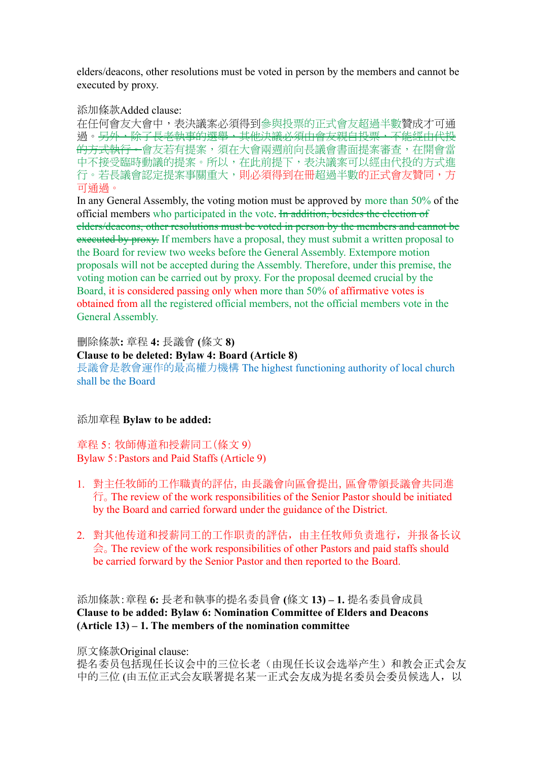elders/deacons, other resolutions must be voted in person by the members and cannot be executed by proxy.

添加條款Added clause:

在任何會友大會中，表決議案必須得到參與投票的正式會友超過半數贊成才可通過。~~另外，除了長老執事的選舉，其他決議必須由會友親自投票，不能經由代投的方式執行。~~會友若有提案，須在大會兩週前向長議會書面提案審查，在開會當中不接受臨時動議的提案。所以，在此前提下，表決議案可以經由代投的方式進行。若長議會認定提案事關重大，則必須得到在冊超過半數的正式會友贊同，方可通過。

In any General Assembly, the voting motion must be approved by more than 50% of the official members who participated in the vote. ~~In addition, besides the election of elders/deacons, other resolutions must be voted in person by the members and cannot be executed by proxy.~~ If members have a proposal, they must submit a written proposal to the Board for review two weeks before the General Assembly. Extempore motion proposals will not be accepted during the Assembly. Therefore, under this premise, the voting motion can be carried out by proxy. For the proposal deemed crucial by the Board, it is considered passing only when more than 50% of affirmative votes is obtained from all the registered official members, not the official members vote in the General Assembly.

刪除條款**: **章程** 4: **長議會** (**條文** 8)**

**Clause to be deleted: Bylaw 4: Board (Article 8)**

長議會是教會運作的最高權力機構 The highest functioning authority of local church shall be the Board

添加章程 **Bylaw to be added:**

章程 5: 牧師傳道和授薪同工(條文 9)

Bylaw 5: Pastors and Paid Staffs (Article 9)

1. 對主任牧師的工作職責的評估, 由長議會向區會提出, 區會帶領長議會共同進行。The review of the work responsibilities of the Senior Pastor should be initiated by the Board and carried forward under the guidance of the District.

2. 對其他传道和授薪同工的工作职责的評估，由主任牧师负责進行，并报备长议会。The review of the work responsibilities of other Pastors and paid staffs should be carried forward by the Senior Pastor and then reported to the Board.

添加條款:章程 **6:** 長老和執事的提名委員會 **(**條文 **13) – 1.** 提名委員會成員

**Clause to be added: Bylaw 6: Nomination Committee of Elders and Deacons (Article 13) – 1. The members of the nomination committee**

原文條款Original clause:

提名委员包括现任长议会中的三位长老（由现任长议会选举产生）和教会正式会友中的三位 (由五位正式会友联署提名某一正式会友成为提名委员会委员候选人，以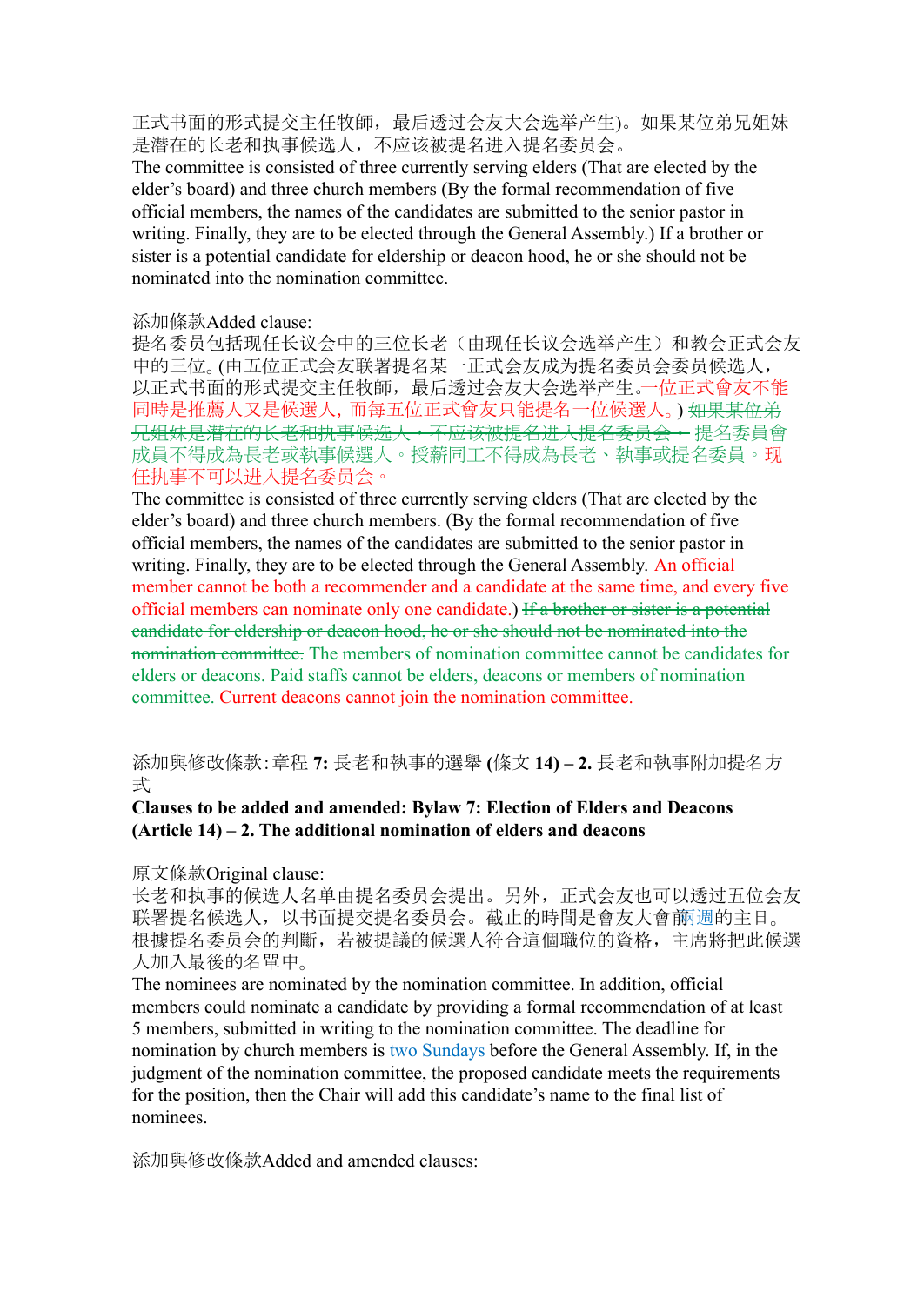正式书面的形式提交主任牧師，最后透过会友大会选举产生)。如果某位弟兄姐妹是潜在的长老和执事候选人，不应该被提名进入提名委员会。

The committee is consisted of three currently serving elders (That are elected by the elder's board) and three church members (By the formal recommendation of five official members, the names of the candidates are submitted to the senior pastor in writing. Finally, they are to be elected through the General Assembly.) If a brother or sister is a potential candidate for eldership or deacon hood, he or she should not be nominated into the nomination committee.

添加條款Added clause:

提名委员包括现任长议会中的三位长老（由现任长议会选举产生）和教会正式会友中的三位。(由五位正式会友联署提名某一正式会友成为提名委员会委员候选人，以正式书面的形式提交主任牧師，最后透过会友大会选举产生。一位正式會友不能同時是推薦人又是候選人，而每五位正式會友只能提名一位候選人。) ~~如果某位弟兄姐妹是潜在的长老和执事候选人，不应该被提名进入提名委员会。~~ 提名委員會成員不得成為長老或執事候選人。授薪同工不得成為長老、執事或提名委員。现任执事不可以进入提名委员会。

The committee is consisted of three currently serving elders (That are elected by the elder's board) and three church members. (By the formal recommendation of five official members, the names of the candidates are submitted to the senior pastor in writing. Finally, they are to be elected through the General Assembly. An official member cannot be both a recommender and a candidate at the same time, and every five official members can nominate only one candidate.) ~~If a brother or sister is a potential candidate for eldership or deacon hood, he or she should not be nominated into the nomination committee.~~ The members of nomination committee cannot be candidates for elders or deacons. Paid staffs cannot be elders, deacons or members of nomination committee. Current deacons cannot join the nomination committee.

添加與修改條款: 章程 **7:** 長老和執事的選舉 **(**條文 **14) – 2.** 長老和執事附加提名方式

**Clauses to be added and amended: Bylaw 7: Election of Elders and Deacons (Article 14) – 2. The additional nomination of elders and deacons**

原文條款Original clause:

长老和执事的候选人名单由提名委员会提出。另外，正式会友也可以透过五位会友联署提名候选人，以书面提交提名委员会。截止的時間是會友大會前兩週的主日。根據提名委員會的判斷，若被提議的候選人符合這個職位的資格，主席將把此候選人加入最後的名單中。

The nominees are nominated by the nomination committee. In addition, official members could nominate a candidate by providing a formal recommendation of at least 5 members, submitted in writing to the nomination committee. The deadline for nomination by church members is two Sundays before the General Assembly. If, in the judgment of the nomination committee, the proposed candidate meets the requirements for the position, then the Chair will add this candidate's name to the final list of nominees.

添加與修改條款Added and amended clauses: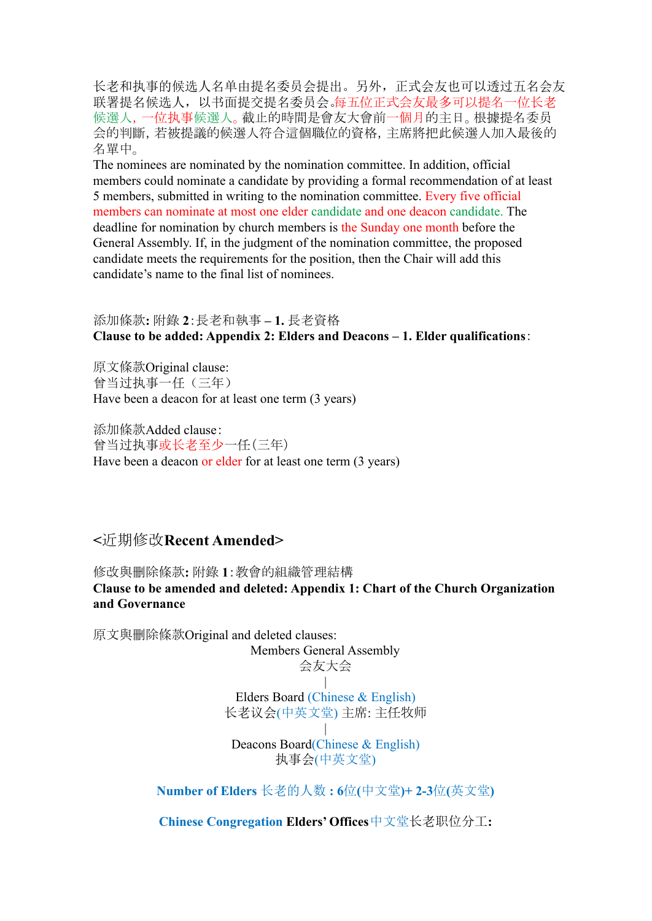长老和执事的候选人名单由提名委员会提出。另外，正式会友也可以透过五名会友联署提名候选人，以书面提交提名委员会。每五位正式会友最多可以提名一位长老候選人，一位执事候選人。截止的時間是會友大會前一個月的主日。根據提名委員会的判斷，若被提議的候選人符合這個職位的資格，主席將把此候選人加入最後的名單中。

The nominees are nominated by the nomination committee. In addition, official members could nominate a candidate by providing a formal recommendation of at least 5 members, submitted in writing to the nomination committee. Every five official members can nominate at most one elder candidate and one deacon candidate. The deadline for nomination by church members is the Sunday one month before the General Assembly. If, in the judgment of the nomination committee, the proposed candidate meets the requirements for the position, then the Chair will add this candidate's name to the final list of nominees.

添加條款**:** 附錄 **2**：長老和執事 **– 1.** 長老資格
**Clause to be added: Appendix 2: Elders and Deacons – 1. Elder qualifications**：

原文條款Original clause:
曾当过执事一任（三年）
Have been a deacon for at least one term (3 years)

添加條款Added clause：
曾当过执事或长老至少一任（三年）
Have been a deacon or elder for at least one term (3 years)

## <近期修改Recent Amended>

修改與刪除條款**:** 附錄 **1**：教會的組織管理結構
**Clause to be amended and deleted: Appendix 1: Chart of the Church Organization and Governance**

原文與刪除條款Original and deleted clauses:

Members General Assembly
会友大会
|
Elders Board (Chinese & English)
长老议会(中英文堂) 主席: 主任牧师
|
Deacons Board(Chinese & English)
执事会(中英文堂)

**Number of Elders** 长老的人数 **: 6**位**(**中文堂**)+ 2-3**位**(**英文堂**)**

**Chinese Congregation Elders' Offices** 中文堂长老职位分工**:**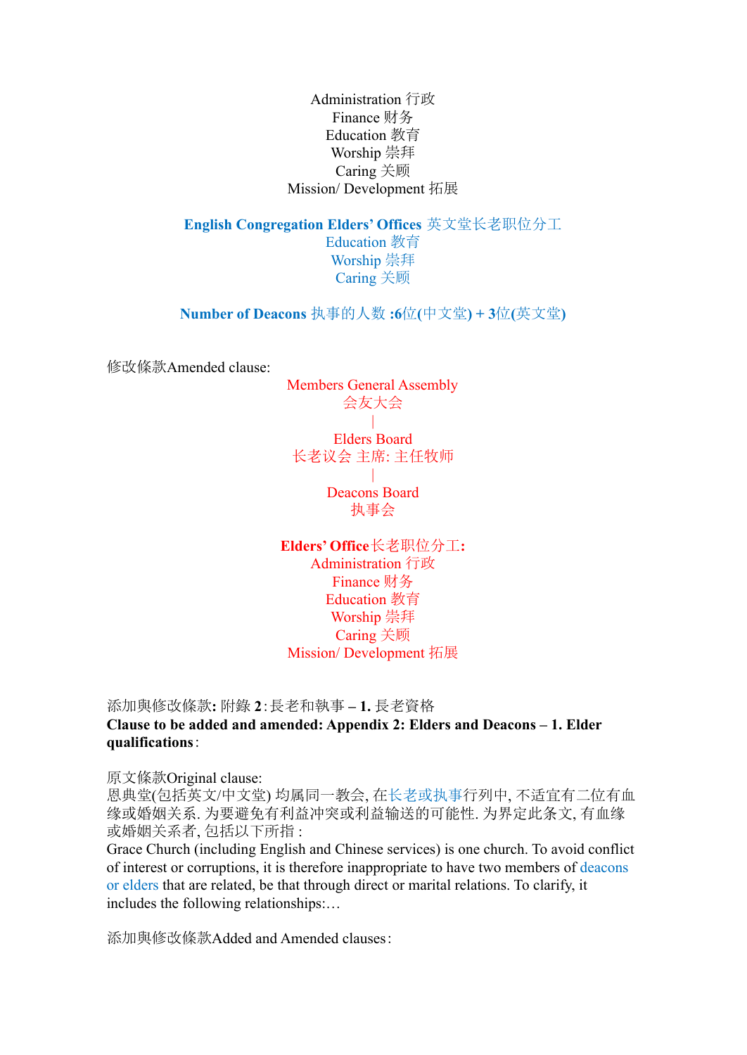Administration 行政
Finance 财务
Education 教育
Worship 崇拜
Caring 关顾
Mission/ Development 拓展

**English Congregation Elders' Offices** 英文堂长老职位分工
Education 教育
Worship 崇拜
Caring 关顾

**Number of Deacons** 执事的人数 **:6**位**(**中文堂**) + 3**位**(**英文堂**)**

修改條款Amended clause:

Members General Assembly
会友大会
|
Elders Board
长老议会 主席: 主任牧师
|
Deacons Board
执事会

**Elders' Office**长老职位分工**:**
Administration 行政
Finance 财务
Education 教育
Worship 崇拜
Caring 关顾
Mission/ Development 拓展

添加與修改條款**:** 附錄 **2**:長老和執事 **– 1.** 長老資格
**Clause to be added and amended: Appendix 2: Elders and Deacons – 1. Elder qualifications**:

原文條款Original clause:
恩典堂(包括英文/中文堂) 均属同一教会, 在长老或执事行列中, 不适宜有二位有血缘或婚姻关系. 为要避免有利益冲突或利益输送的可能性. 为界定此条文, 有血缘或婚姻关系者, 包括以下所指 :
Grace Church (including English and Chinese services) is one church. To avoid conflict of interest or corruptions, it is therefore inappropriate to have two members of deacons or elders that are related, be that through direct or marital relations. To clarify, it includes the following relationships:…

添加與修改條款Added and Amended clauses: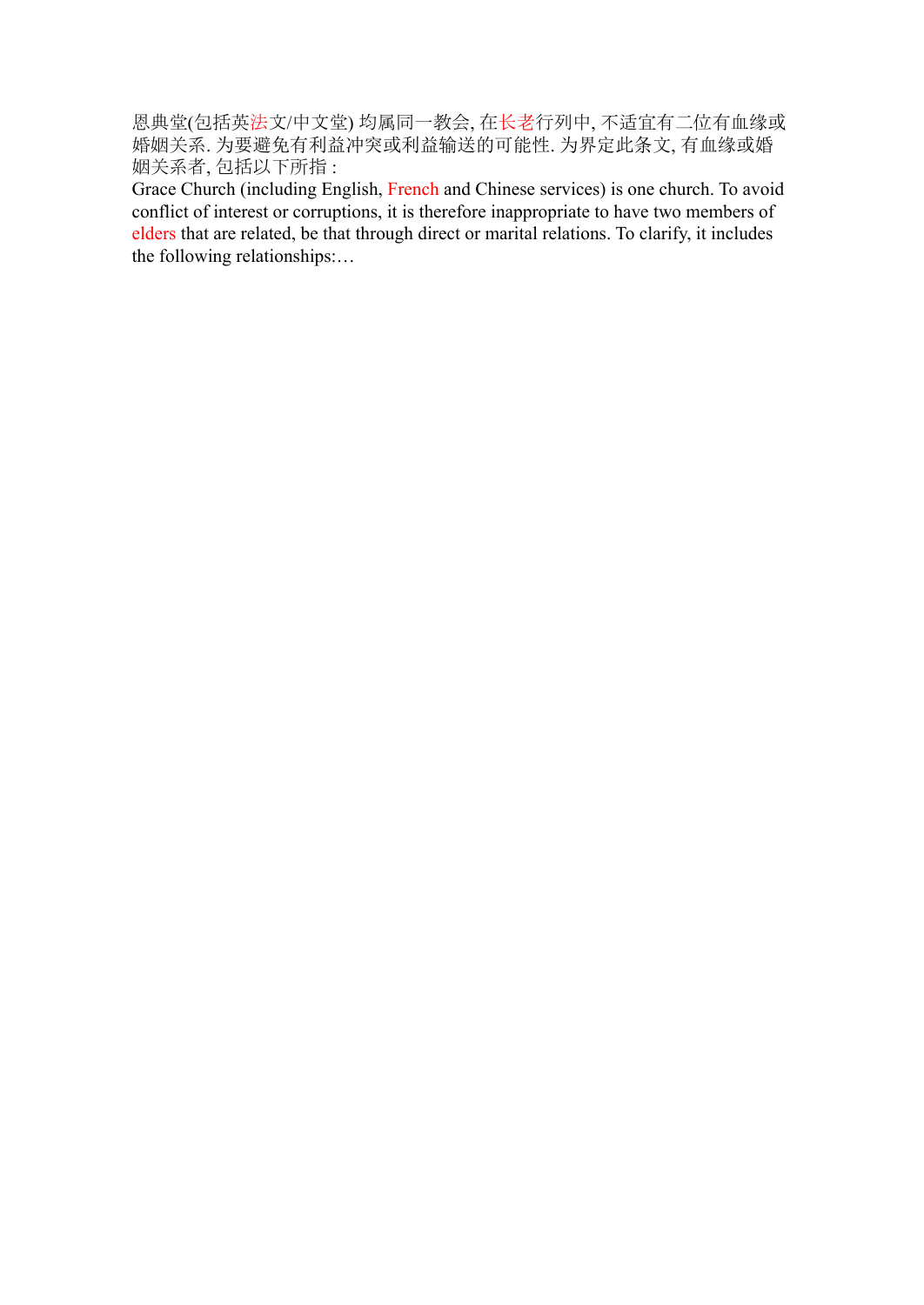恩典堂(包括英法文/中文堂) 均属同一教会, 在长老行列中, 不适宜有二位有血缘或婚姻关系. 为要避免有利益冲突或利益输送的可能性. 为界定此条文, 有血缘或婚姻关系者, 包括以下所指 :

Grace Church (including English, French and Chinese services) is one church. To avoid conflict of interest or corruptions, it is therefore inappropriate to have two members of elders that are related, be that through direct or marital relations. To clarify, it includes the following relationships:…